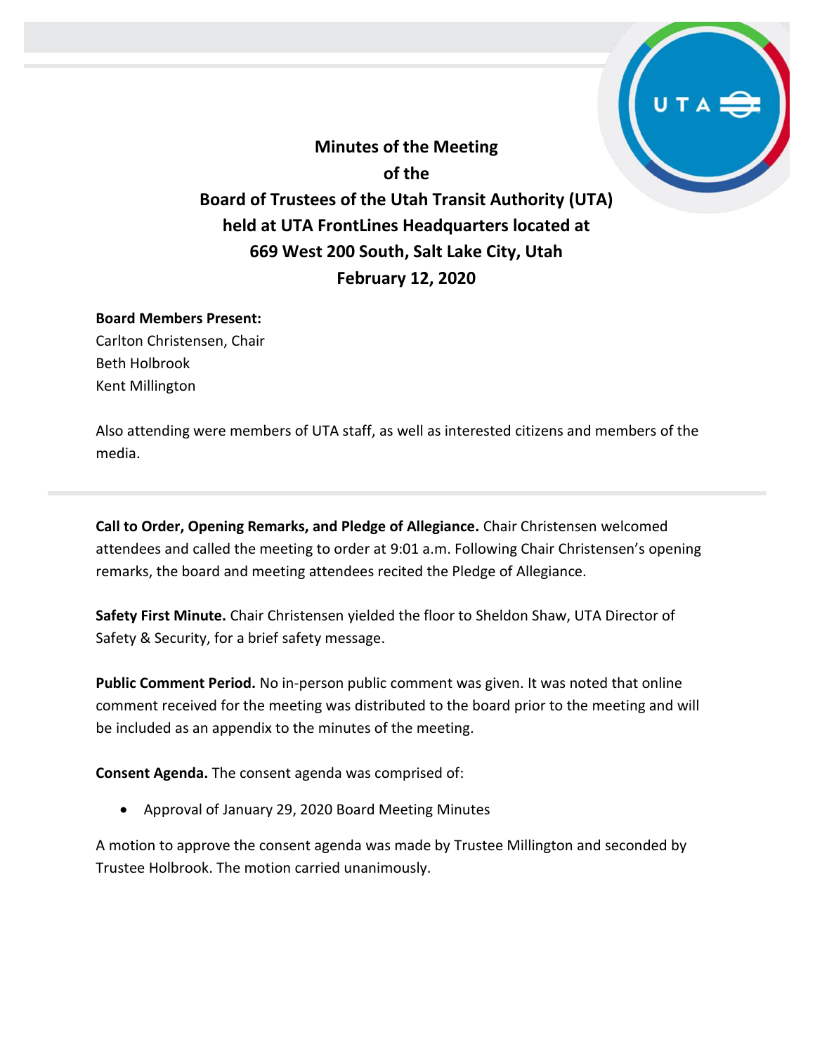# Minutes of the Meeting of the Board of Trustees of the Utah Transit Authority (UTA) held at UTA FrontLines Headquarters located at 669 West 200 South, Salt Lake City, Utah February 12, 2020

**Board Members Present:**
Carlton Christensen, Chair
Beth Holbrook
Kent Millington

Also attending were members of UTA staff, as well as interested citizens and members of the media.

**Call to Order, Opening Remarks, and Pledge of Allegiance.** Chair Christensen welcomed attendees and called the meeting to order at 9:01 a.m. Following Chair Christensen's opening remarks, the board and meeting attendees recited the Pledge of Allegiance.

**Safety First Minute.** Chair Christensen yielded the floor to Sheldon Shaw, UTA Director of Safety & Security, for a brief safety message.

**Public Comment Period.** No in-person public comment was given. It was noted that online comment received for the meeting was distributed to the board prior to the meeting and will be included as an appendix to the minutes of the meeting.

**Consent Agenda.** The consent agenda was comprised of:

- Approval of January 29, 2020 Board Meeting Minutes

A motion to approve the consent agenda was made by Trustee Millington and seconded by Trustee Holbrook. The motion carried unanimously.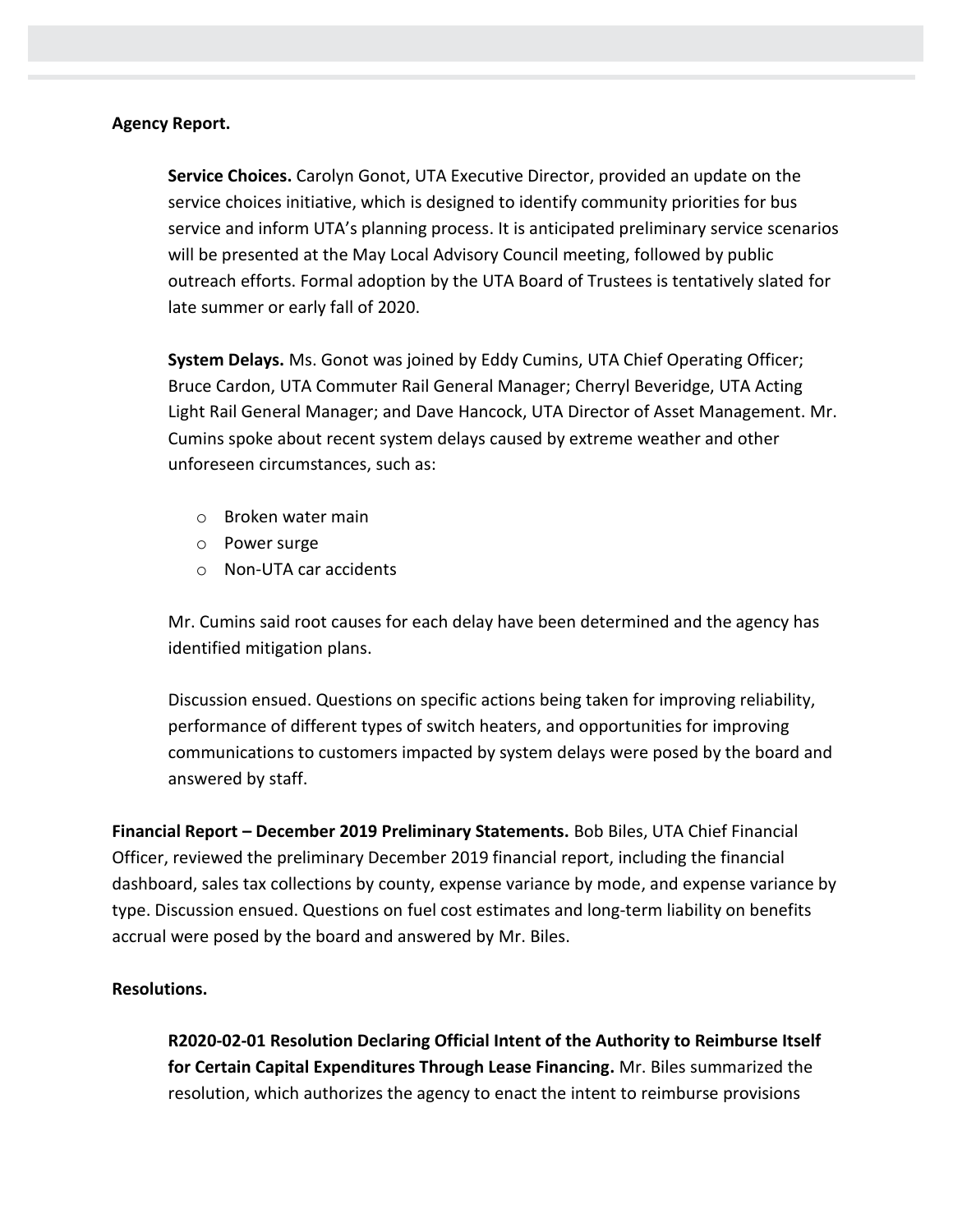**Agency Report.**

**Service Choices.** Carolyn Gonot, UTA Executive Director, provided an update on the service choices initiative, which is designed to identify community priorities for bus service and inform UTA's planning process. It is anticipated preliminary service scenarios will be presented at the May Local Advisory Council meeting, followed by public outreach efforts. Formal adoption by the UTA Board of Trustees is tentatively slated for late summer or early fall of 2020.

**System Delays.** Ms. Gonot was joined by Eddy Cumins, UTA Chief Operating Officer; Bruce Cardon, UTA Commuter Rail General Manager; Cherryl Beveridge, UTA Acting Light Rail General Manager; and Dave Hancock, UTA Director of Asset Management. Mr. Cumins spoke about recent system delays caused by extreme weather and other unforeseen circumstances, such as:

- Broken water main
- Power surge
- Non-UTA car accidents

Mr. Cumins said root causes for each delay have been determined and the agency has identified mitigation plans.

Discussion ensued. Questions on specific actions being taken for improving reliability, performance of different types of switch heaters, and opportunities for improving communications to customers impacted by system delays were posed by the board and answered by staff.

**Financial Report – December 2019 Preliminary Statements.** Bob Biles, UTA Chief Financial Officer, reviewed the preliminary December 2019 financial report, including the financial dashboard, sales tax collections by county, expense variance by mode, and expense variance by type. Discussion ensued. Questions on fuel cost estimates and long-term liability on benefits accrual were posed by the board and answered by Mr. Biles.

**Resolutions.**

**R2020-02-01 Resolution Declaring Official Intent of the Authority to Reimburse Itself for Certain Capital Expenditures Through Lease Financing.** Mr. Biles summarized the resolution, which authorizes the agency to enact the intent to reimburse provisions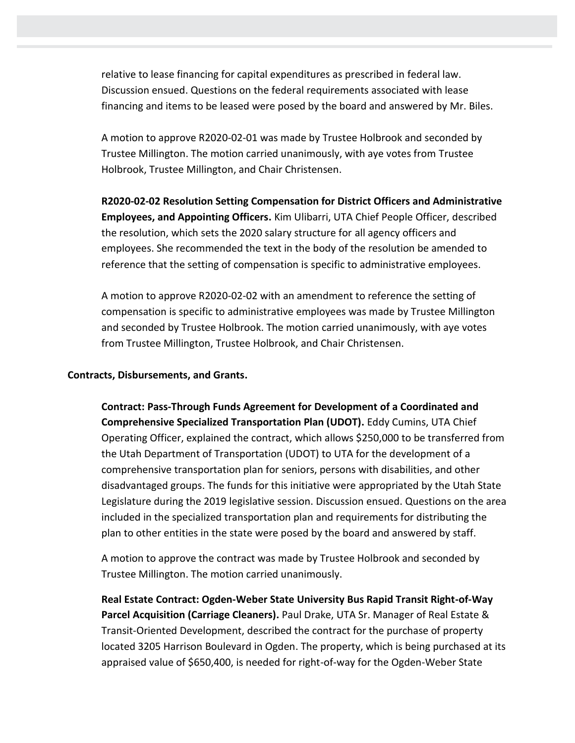relative to lease financing for capital expenditures as prescribed in federal law. Discussion ensued. Questions on the federal requirements associated with lease financing and items to be leased were posed by the board and answered by Mr. Biles.

A motion to approve R2020-02-01 was made by Trustee Holbrook and seconded by Trustee Millington. The motion carried unanimously, with aye votes from Trustee Holbrook, Trustee Millington, and Chair Christensen.

**R2020-02-02 Resolution Setting Compensation for District Officers and Administrative Employees, and Appointing Officers.** Kim Ulibarri, UTA Chief People Officer, described the resolution, which sets the 2020 salary structure for all agency officers and employees. She recommended the text in the body of the resolution be amended to reference that the setting of compensation is specific to administrative employees.

A motion to approve R2020-02-02 with an amendment to reference the setting of compensation is specific to administrative employees was made by Trustee Millington and seconded by Trustee Holbrook. The motion carried unanimously, with aye votes from Trustee Millington, Trustee Holbrook, and Chair Christensen.

**Contracts, Disbursements, and Grants.**

**Contract: Pass-Through Funds Agreement for Development of a Coordinated and Comprehensive Specialized Transportation Plan (UDOT).** Eddy Cumins, UTA Chief Operating Officer, explained the contract, which allows $250,000 to be transferred from the Utah Department of Transportation (UDOT) to UTA for the development of a comprehensive transportation plan for seniors, persons with disabilities, and other disadvantaged groups. The funds for this initiative were appropriated by the Utah State Legislature during the 2019 legislative session. Discussion ensued. Questions on the area included in the specialized transportation plan and requirements for distributing the plan to other entities in the state were posed by the board and answered by staff.

A motion to approve the contract was made by Trustee Holbrook and seconded by Trustee Millington. The motion carried unanimously.

**Real Estate Contract: Ogden-Weber State University Bus Rapid Transit Right-of-Way Parcel Acquisition (Carriage Cleaners).** Paul Drake, UTA Sr. Manager of Real Estate & Transit-Oriented Development, described the contract for the purchase of property located 3205 Harrison Boulevard in Ogden. The property, which is being purchased at its appraised value of $650,400, is needed for right-of-way for the Ogden-Weber State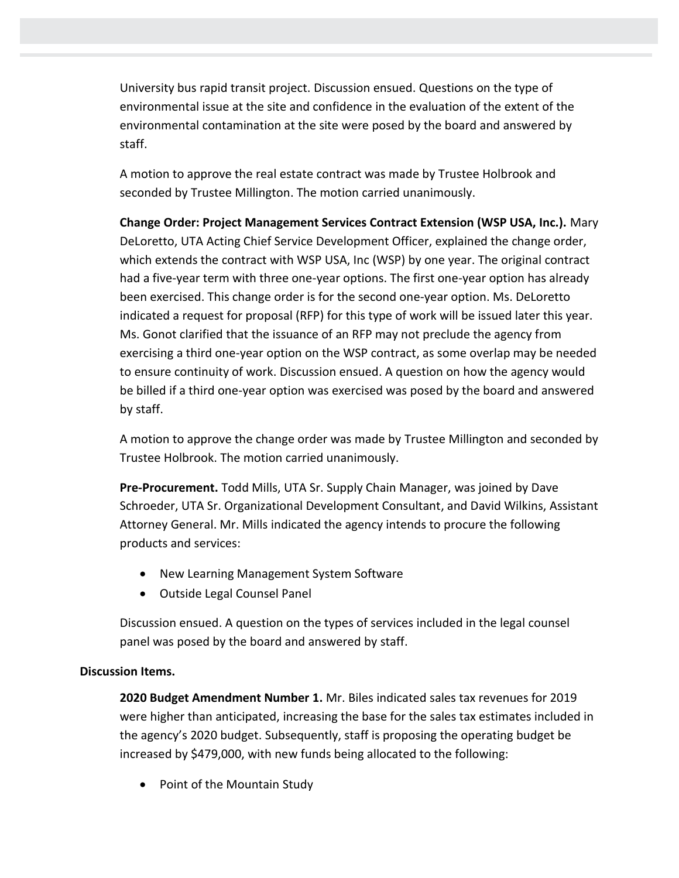University bus rapid transit project. Discussion ensued. Questions on the type of environmental issue at the site and confidence in the evaluation of the extent of the environmental contamination at the site were posed by the board and answered by staff.

A motion to approve the real estate contract was made by Trustee Holbrook and seconded by Trustee Millington. The motion carried unanimously.

**Change Order: Project Management Services Contract Extension (WSP USA, Inc.).** Mary DeLoretto, UTA Acting Chief Service Development Officer, explained the change order, which extends the contract with WSP USA, Inc (WSP) by one year. The original contract had a five-year term with three one-year options. The first one-year option has already been exercised. This change order is for the second one-year option. Ms. DeLoretto indicated a request for proposal (RFP) for this type of work will be issued later this year. Ms. Gonot clarified that the issuance of an RFP may not preclude the agency from exercising a third one-year option on the WSP contract, as some overlap may be needed to ensure continuity of work. Discussion ensued. A question on how the agency would be billed if a third one-year option was exercised was posed by the board and answered by staff.

A motion to approve the change order was made by Trustee Millington and seconded by Trustee Holbrook. The motion carried unanimously.

**Pre-Procurement.** Todd Mills, UTA Sr. Supply Chain Manager, was joined by Dave Schroeder, UTA Sr. Organizational Development Consultant, and David Wilkins, Assistant Attorney General. Mr. Mills indicated the agency intends to procure the following products and services:

- New Learning Management System Software
- Outside Legal Counsel Panel

Discussion ensued. A question on the types of services included in the legal counsel panel was posed by the board and answered by staff.

**Discussion Items.**

**2020 Budget Amendment Number 1.** Mr. Biles indicated sales tax revenues for 2019 were higher than anticipated, increasing the base for the sales tax estimates included in the agency's 2020 budget. Subsequently, staff is proposing the operating budget be increased by $479,000, with new funds being allocated to the following:

- Point of the Mountain Study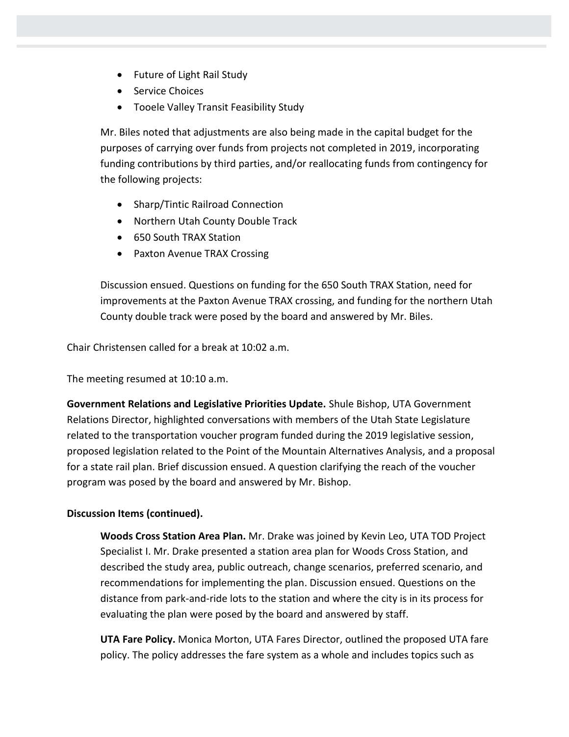- Future of Light Rail Study
- Service Choices
- Tooele Valley Transit Feasibility Study

Mr. Biles noted that adjustments are also being made in the capital budget for the purposes of carrying over funds from projects not completed in 2019, incorporating funding contributions by third parties, and/or reallocating funds from contingency for the following projects:

- Sharp/Tintic Railroad Connection
- Northern Utah County Double Track
- 650 South TRAX Station
- Paxton Avenue TRAX Crossing

Discussion ensued. Questions on funding for the 650 South TRAX Station, need for improvements at the Paxton Avenue TRAX crossing, and funding for the northern Utah County double track were posed by the board and answered by Mr. Biles.

Chair Christensen called for a break at 10:02 a.m.

The meeting resumed at 10:10 a.m.

**Government Relations and Legislative Priorities Update.** Shule Bishop, UTA Government Relations Director, highlighted conversations with members of the Utah State Legislature related to the transportation voucher program funded during the 2019 legislative session, proposed legislation related to the Point of the Mountain Alternatives Analysis, and a proposal for a state rail plan. Brief discussion ensued. A question clarifying the reach of the voucher program was posed by the board and answered by Mr. Bishop.

**Discussion Items (continued).**

**Woods Cross Station Area Plan.** Mr. Drake was joined by Kevin Leo, UTA TOD Project Specialist I. Mr. Drake presented a station area plan for Woods Cross Station, and described the study area, public outreach, change scenarios, preferred scenario, and recommendations for implementing the plan. Discussion ensued. Questions on the distance from park-and-ride lots to the station and where the city is in its process for evaluating the plan were posed by the board and answered by staff.

**UTA Fare Policy.** Monica Morton, UTA Fares Director, outlined the proposed UTA fare policy. The policy addresses the fare system as a whole and includes topics such as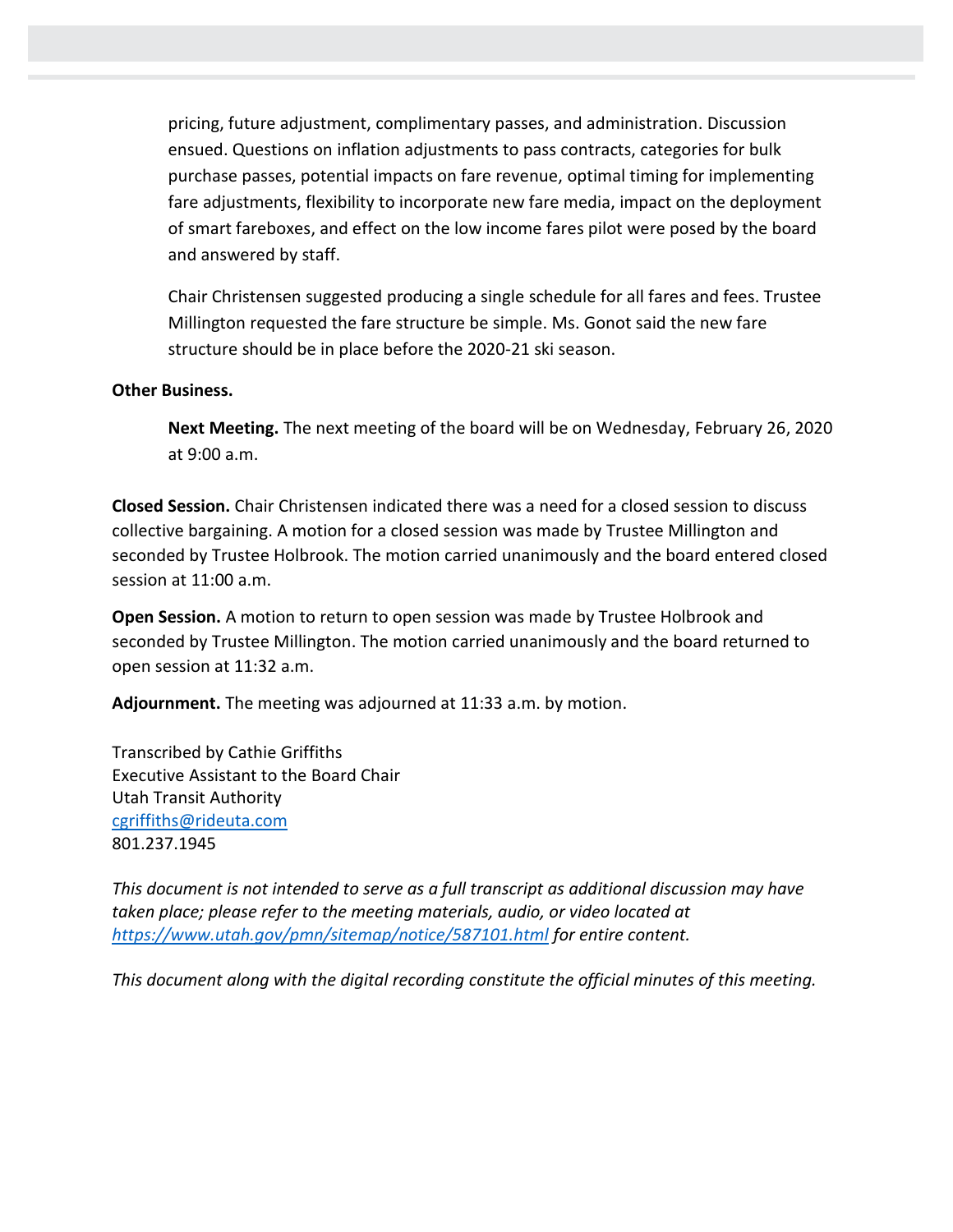pricing, future adjustment, complimentary passes, and administration. Discussion ensued. Questions on inflation adjustments to pass contracts, categories for bulk purchase passes, potential impacts on fare revenue, optimal timing for implementing fare adjustments, flexibility to incorporate new fare media, impact on the deployment of smart fareboxes, and effect on the low income fares pilot were posed by the board and answered by staff.

Chair Christensen suggested producing a single schedule for all fares and fees. Trustee Millington requested the fare structure be simple. Ms. Gonot said the new fare structure should be in place before the 2020-21 ski season.

**Other Business.**

**Next Meeting.** The next meeting of the board will be on Wednesday, February 26, 2020 at 9:00 a.m.

**Closed Session.** Chair Christensen indicated there was a need for a closed session to discuss collective bargaining. A motion for a closed session was made by Trustee Millington and seconded by Trustee Holbrook. The motion carried unanimously and the board entered closed session at 11:00 a.m.

**Open Session.** A motion to return to open session was made by Trustee Holbrook and seconded by Trustee Millington. The motion carried unanimously and the board returned to open session at 11:32 a.m.

**Adjournment.** The meeting was adjourned at 11:33 a.m. by motion.

Transcribed by Cathie Griffiths
Executive Assistant to the Board Chair
Utah Transit Authority
cgriffiths@rideuta.com
801.237.1945

*This document is not intended to serve as a full transcript as additional discussion may have taken place; please refer to the meeting materials, audio, or video located at https://www.utah.gov/pmn/sitemap/notice/587101.html for entire content.*

*This document along with the digital recording constitute the official minutes of this meeting.*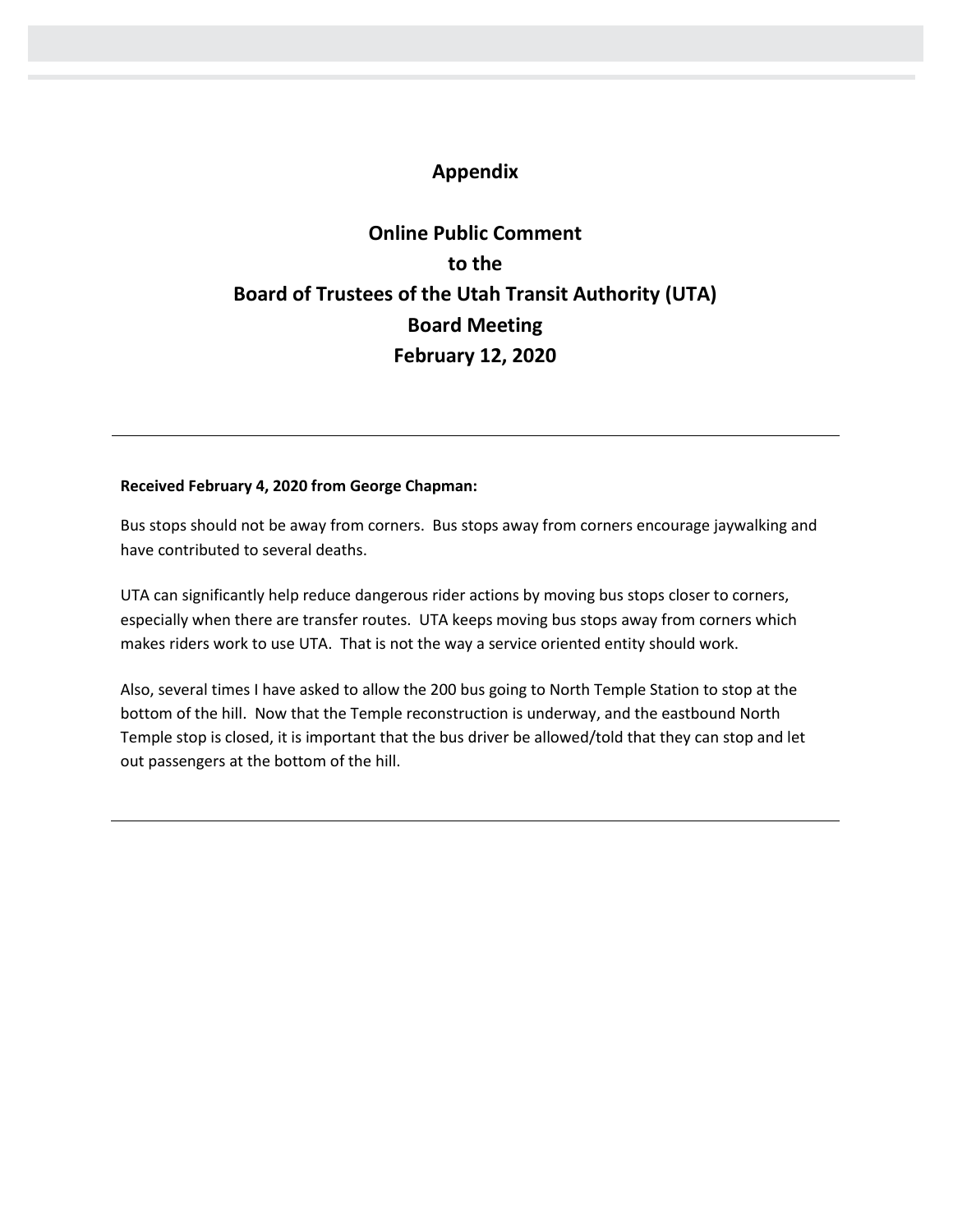## Appendix

## Online Public Comment
## to the
## Board of Trustees of the Utah Transit Authority (UTA)
## Board Meeting
## February 12, 2020

---

**Received February 4, 2020 from George Chapman:**

Bus stops should not be away from corners. Bus stops away from corners encourage jaywalking and have contributed to several deaths.

UTA can significantly help reduce dangerous rider actions by moving bus stops closer to corners, especially when there are transfer routes. UTA keeps moving bus stops away from corners which makes riders work to use UTA. That is not the way a service oriented entity should work.

Also, several times I have asked to allow the 200 bus going to North Temple Station to stop at the bottom of the hill. Now that the Temple reconstruction is underway, and the eastbound North Temple stop is closed, it is important that the bus driver be allowed/told that they can stop and let out passengers at the bottom of the hill.

---